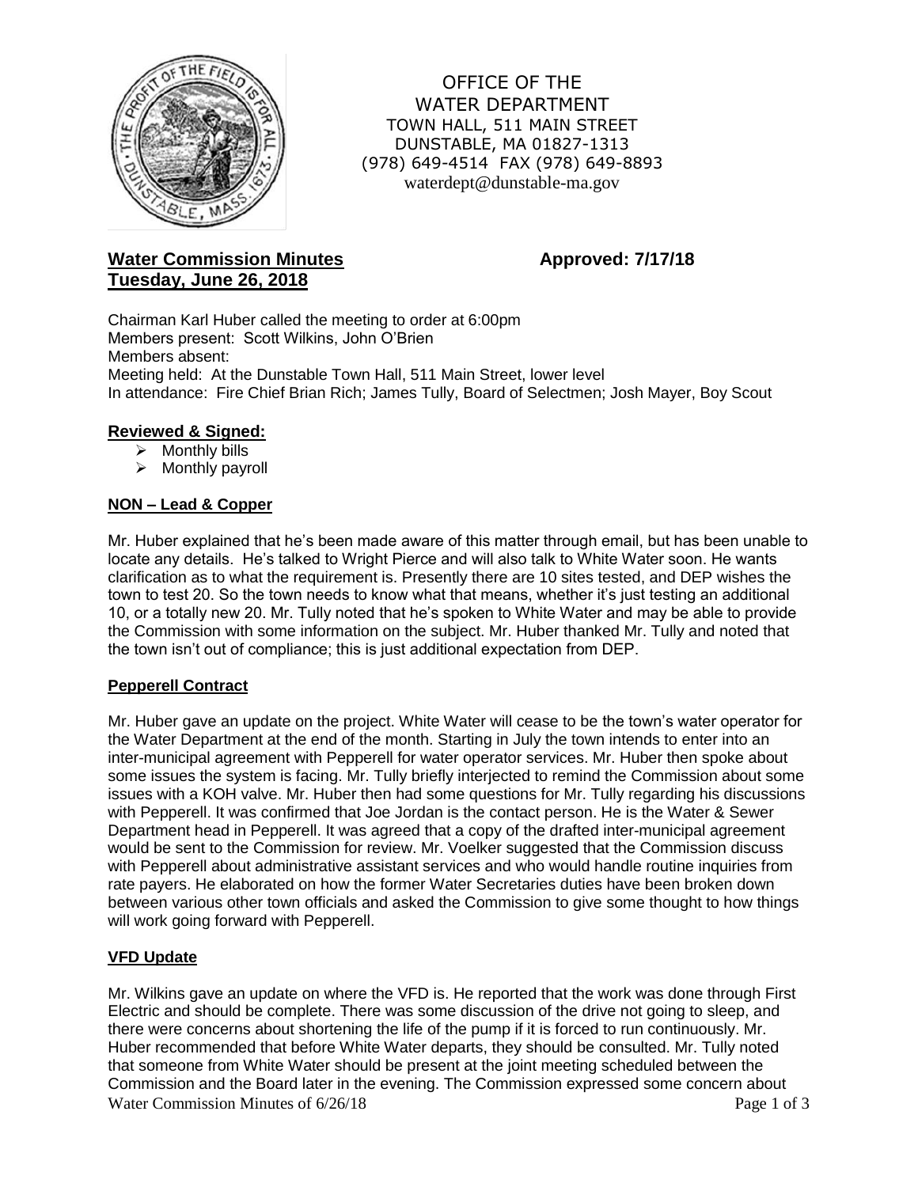OFFICE OF THE
WATER DEPARTMENT
TOWN HALL, 511 MAIN STREET
DUNSTABLE, MA 01827-1313
(978) 649-4514 FAX (978) 649-8893
waterdept@dunstable-ma.gov

## Water Commission Minutes — Approved: 7/17/18

**Tuesday, June 26, 2018**

Chairman Karl Huber called the meeting to order at 6:00pm
Members present: Scott Wilkins, John O'Brien
Members absent:
Meeting held: At the Dunstable Town Hall, 511 Main Street, lower level
In attendance: Fire Chief Brian Rich; James Tully, Board of Selectmen; Josh Mayer, Boy Scout

### Reviewed & Signed:

- Monthly bills
- Monthly payroll

### NON – Lead & Copper

Mr. Huber explained that he's been made aware of this matter through email, but has been unable to locate any details. He's talked to Wright Pierce and will also talk to White Water soon. He wants clarification as to what the requirement is. Presently there are 10 sites tested, and DEP wishes the town to test 20. So the town needs to know what that means, whether it's just testing an additional 10, or a totally new 20. Mr. Tully noted that he's spoken to White Water and may be able to provide the Commission with some information on the subject. Mr. Huber thanked Mr. Tully and noted that the town isn't out of compliance; this is just additional expectation from DEP.

### Pepperell Contract

Mr. Huber gave an update on the project. White Water will cease to be the town's water operator for the Water Department at the end of the month. Starting in July the town intends to enter into an inter-municipal agreement with Pepperell for water operator services. Mr. Huber then spoke about some issues the system is facing. Mr. Tully briefly interjected to remind the Commission about some issues with a KOH valve. Mr. Huber then had some questions for Mr. Tully regarding his discussions with Pepperell. It was confirmed that Joe Jordan is the contact person. He is the Water & Sewer Department head in Pepperell. It was agreed that a copy of the drafted inter-municipal agreement would be sent to the Commission for review. Mr. Voelker suggested that the Commission discuss with Pepperell about administrative assistant services and who would handle routine inquiries from rate payers. He elaborated on how the former Water Secretaries duties have been broken down between various other town officials and asked the Commission to give some thought to how things will work going forward with Pepperell.

### VFD Update

Mr. Wilkins gave an update on where the VFD is. He reported that the work was done through First Electric and should be complete. There was some discussion of the drive not going to sleep, and there were concerns about shortening the life of the pump if it is forced to run continuously. Mr. Huber recommended that before White Water departs, they should be consulted. Mr. Tully noted that someone from White Water should be present at the joint meeting scheduled between the Commission and the Board later in the evening. The Commission expressed some concern about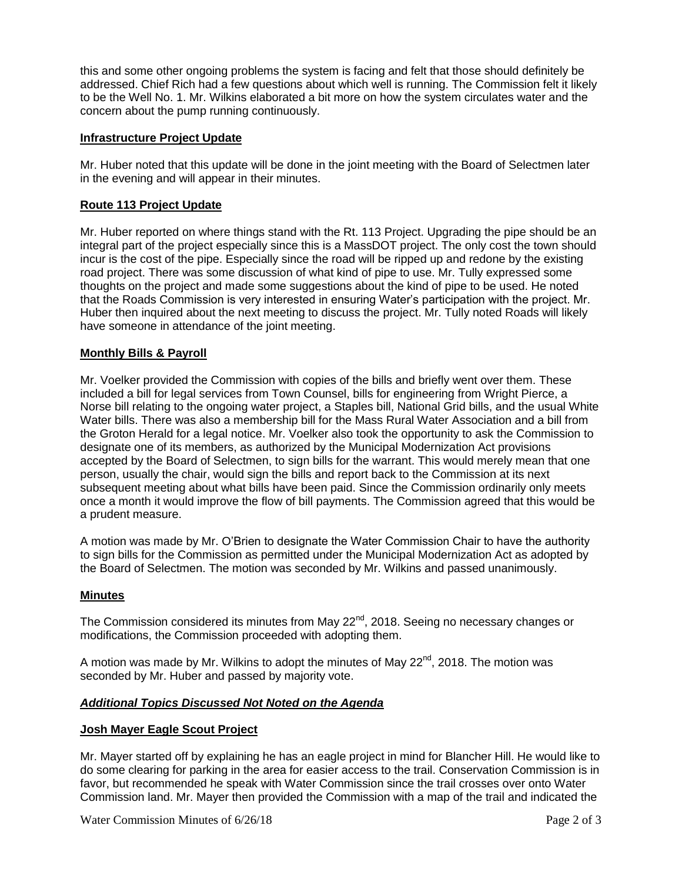this and some other ongoing problems the system is facing and felt that those should definitely be addressed. Chief Rich had a few questions about which well is running. The Commission felt it likely to be the Well No. 1. Mr. Wilkins elaborated a bit more on how the system circulates water and the concern about the pump running continuously.

**Infrastructure Project Update**

Mr. Huber noted that this update will be done in the joint meeting with the Board of Selectmen later in the evening and will appear in their minutes.

**Route 113 Project Update**

Mr. Huber reported on where things stand with the Rt. 113 Project. Upgrading the pipe should be an integral part of the project especially since this is a MassDOT project. The only cost the town should incur is the cost of the pipe. Especially since the road will be ripped up and redone by the existing road project. There was some discussion of what kind of pipe to use. Mr. Tully expressed some thoughts on the project and made some suggestions about the kind of pipe to be used. He noted that the Roads Commission is very interested in ensuring Water's participation with the project. Mr. Huber then inquired about the next meeting to discuss the project. Mr. Tully noted Roads will likely have someone in attendance of the joint meeting.

**Monthly Bills & Payroll**

Mr. Voelker provided the Commission with copies of the bills and briefly went over them. These included a bill for legal services from Town Counsel, bills for engineering from Wright Pierce, a Norse bill relating to the ongoing water project, a Staples bill, National Grid bills, and the usual White Water bills. There was also a membership bill for the Mass Rural Water Association and a bill from the Groton Herald for a legal notice. Mr. Voelker also took the opportunity to ask the Commission to designate one of its members, as authorized by the Municipal Modernization Act provisions accepted by the Board of Selectmen, to sign bills for the warrant. This would merely mean that one person, usually the chair, would sign the bills and report back to the Commission at its next subsequent meeting about what bills have been paid. Since the Commission ordinarily only meets once a month it would improve the flow of bill payments. The Commission agreed that this would be a prudent measure.

A motion was made by Mr. O'Brien to designate the Water Commission Chair to have the authority to sign bills for the Commission as permitted under the Municipal Modernization Act as adopted by the Board of Selectmen. The motion was seconded by Mr. Wilkins and passed unanimously.

**Minutes**

The Commission considered its minutes from May 22nd, 2018. Seeing no necessary changes or modifications, the Commission proceeded with adopting them.

A motion was made by Mr. Wilkins to adopt the minutes of May 22nd, 2018. The motion was seconded by Mr. Huber and passed by majority vote.

***Additional Topics Discussed Not Noted on the Agenda***

**Josh Mayer Eagle Scout Project**

Mr. Mayer started off by explaining he has an eagle project in mind for Blancher Hill. He would like to do some clearing for parking in the area for easier access to the trail. Conservation Commission is in favor, but recommended he speak with Water Commission since the trail crosses over onto Water Commission land. Mr. Mayer then provided the Commission with a map of the trail and indicated the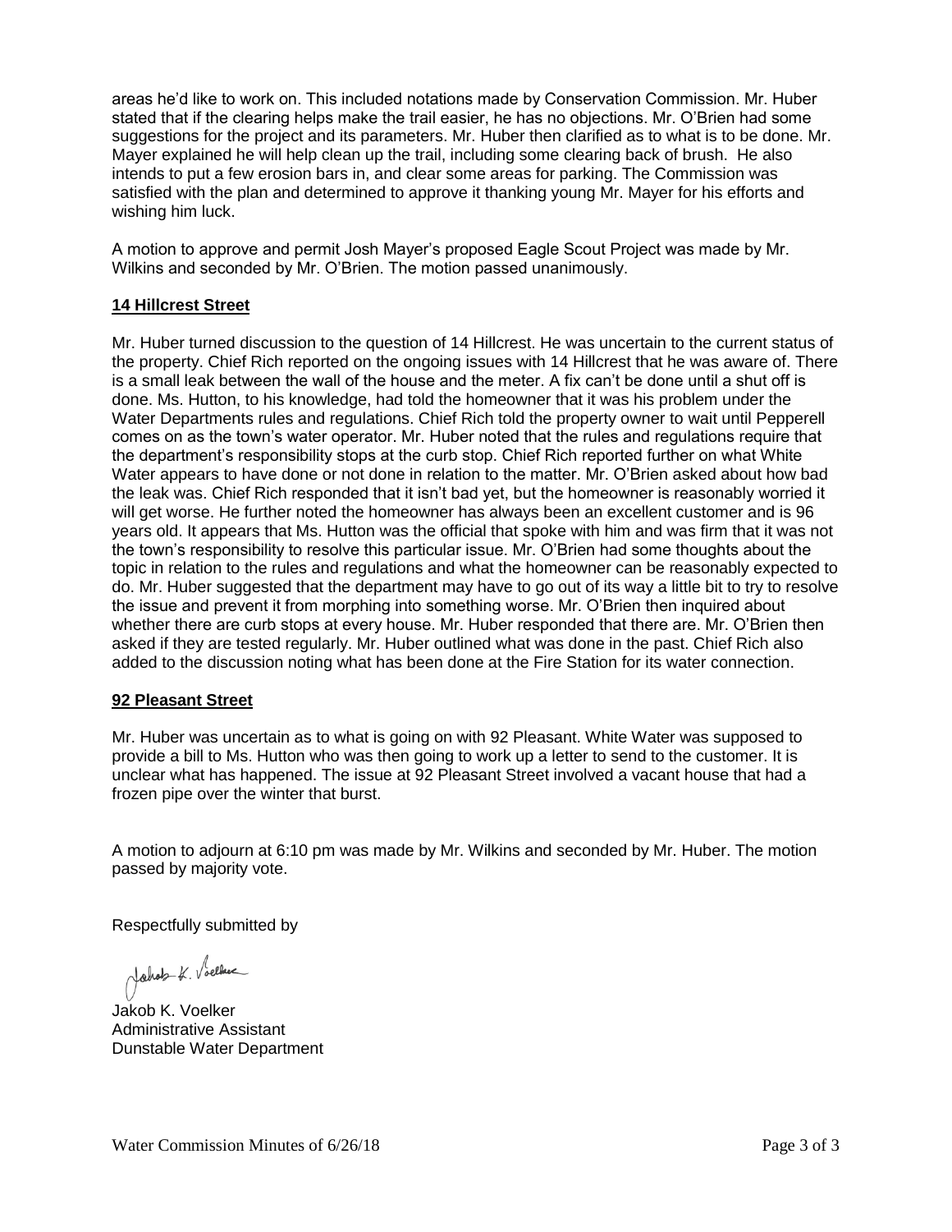areas he'd like to work on. This included notations made by Conservation Commission. Mr. Huber stated that if the clearing helps make the trail easier, he has no objections. Mr. O'Brien had some suggestions for the project and its parameters. Mr. Huber then clarified as to what is to be done. Mr. Mayer explained he will help clean up the trail, including some clearing back of brush. He also intends to put a few erosion bars in, and clear some areas for parking. The Commission was satisfied with the plan and determined to approve it thanking young Mr. Mayer for his efforts and wishing him luck.

A motion to approve and permit Josh Mayer's proposed Eagle Scout Project was made by Mr. Wilkins and seconded by Mr. O'Brien. The motion passed unanimously.

**14 Hillcrest Street**

Mr. Huber turned discussion to the question of 14 Hillcrest. He was uncertain to the current status of the property. Chief Rich reported on the ongoing issues with 14 Hillcrest that he was aware of. There is a small leak between the wall of the house and the meter. A fix can't be done until a shut off is done. Ms. Hutton, to his knowledge, had told the homeowner that it was his problem under the Water Departments rules and regulations. Chief Rich told the property owner to wait until Pepperell comes on as the town's water operator. Mr. Huber noted that the rules and regulations require that the department's responsibility stops at the curb stop. Chief Rich reported further on what White Water appears to have done or not done in relation to the matter. Mr. O'Brien asked about how bad the leak was. Chief Rich responded that it isn't bad yet, but the homeowner is reasonably worried it will get worse. He further noted the homeowner has always been an excellent customer and is 96 years old. It appears that Ms. Hutton was the official that spoke with him and was firm that it was not the town's responsibility to resolve this particular issue. Mr. O'Brien had some thoughts about the topic in relation to the rules and regulations and what the homeowner can be reasonably expected to do. Mr. Huber suggested that the department may have to go out of its way a little bit to try to resolve the issue and prevent it from morphing into something worse. Mr. O'Brien then inquired about whether there are curb stops at every house. Mr. Huber responded that there are. Mr. O'Brien then asked if they are tested regularly. Mr. Huber outlined what was done in the past. Chief Rich also added to the discussion noting what has been done at the Fire Station for its water connection.

**92 Pleasant Street**

Mr. Huber was uncertain as to what is going on with 92 Pleasant. White Water was supposed to provide a bill to Ms. Hutton who was then going to work up a letter to send to the customer. It is unclear what has happened. The issue at 92 Pleasant Street involved a vacant house that had a frozen pipe over the winter that burst.

A motion to adjourn at 6:10 pm was made by Mr. Wilkins and seconded by Mr. Huber. The motion passed by majority vote.

Respectfully submitted by

Jakob K. Voelker
Administrative Assistant
Dunstable Water Department